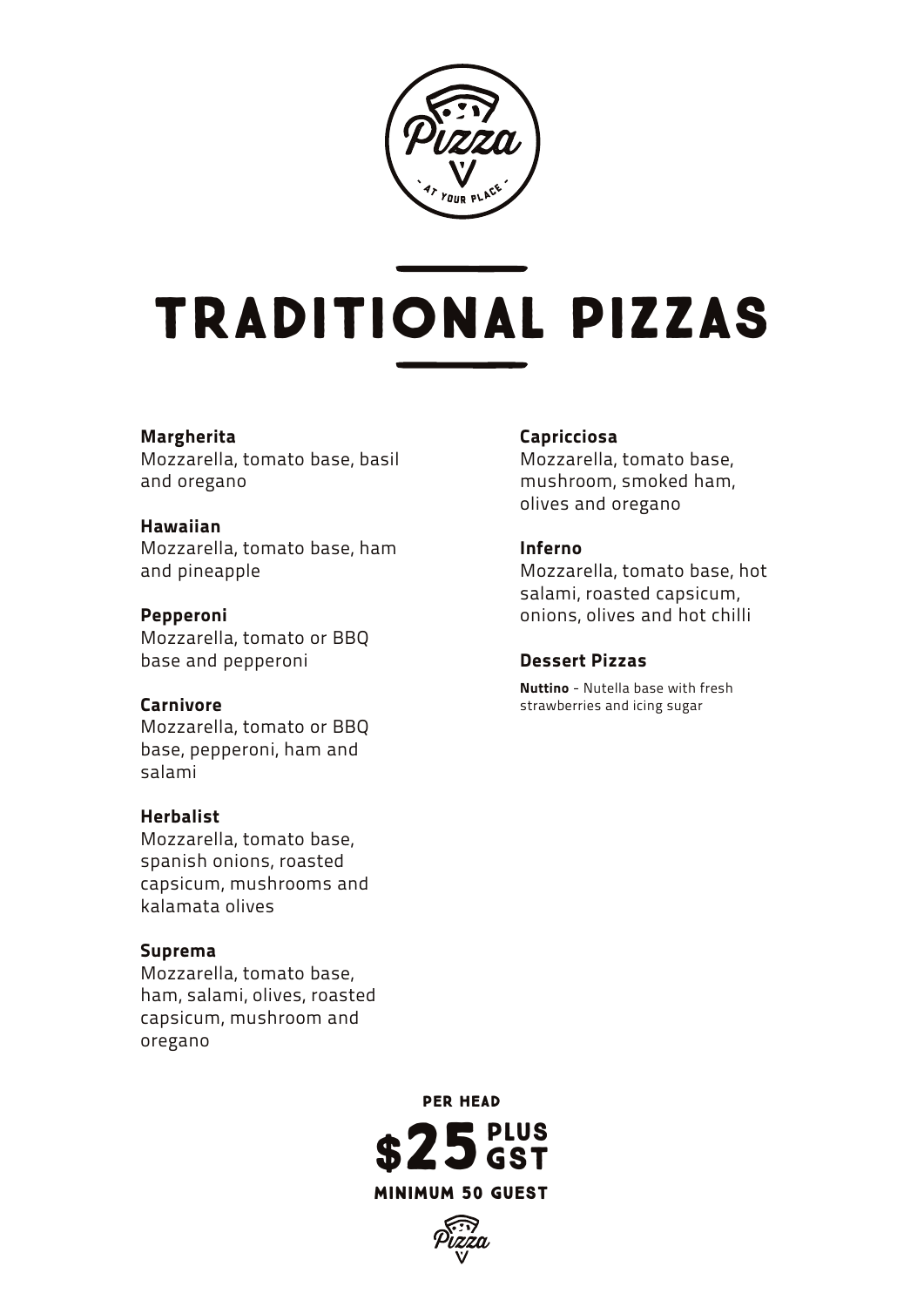# TRADITIONAL PIZZAS

**Margherita**
Mozzarella, tomato base, basil and oregano

**Hawaiian**
Mozzarella, tomato base, ham and pineapple

**Pepperoni**
Mozzarella, tomato or BBQ base and pepperoni

**Carnivore**
Mozzarella, tomato or BBQ base, pepperoni, ham and salami

**Herbalist**
Mozzarella, tomato base, spanish onions, roasted capsicum, mushrooms and kalamata olives

**Suprema**
Mozzarella, tomato base, ham, salami, olives, roasted capsicum, mushroom and oregano

**Capricciosa**
Mozzarella, tomato base, mushroom, smoked ham, olives and oregano

**Inferno**
Mozzarella, tomato base, hot salami, roasted capsicum, onions, olives and hot chilli

**Dessert Pizzas**

**Nuttino** - Nutella base with fresh strawberries and icing sugar

PER HEAD
**$25 PLUS GST**
MINIMUM 50 GUEST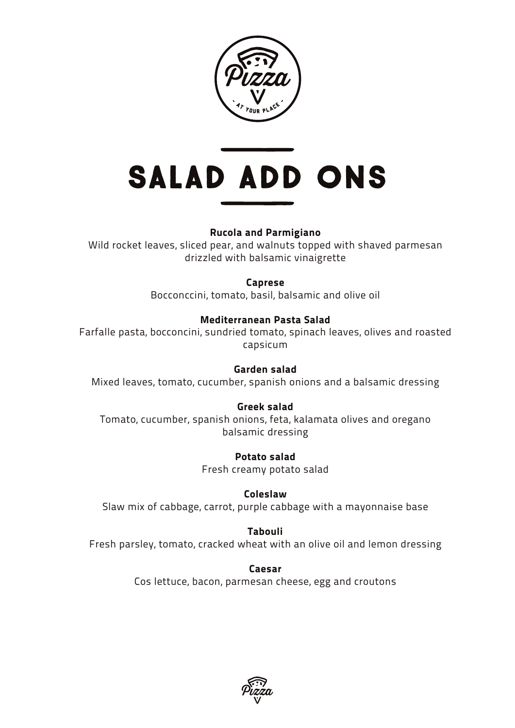# SALAD ADD ONS

**Rucola and Parmigiano**
Wild rocket leaves, sliced pear, and walnuts topped with shaved parmesan drizzled with balsamic vinaigrette

**Caprese**
Bocconccini, tomato, basil, balsamic and olive oil

**Mediterranean Pasta Salad**
Farfalle pasta, bocconcini, sundried tomato, spinach leaves, olives and roasted capsicum

**Garden salad**
Mixed leaves, tomato, cucumber, spanish onions and a balsamic dressing

**Greek salad**
Tomato, cucumber, spanish onions, feta, kalamata olives and oregano balsamic dressing

**Potato salad**
Fresh creamy potato salad

**Coleslaw**
Slaw mix of cabbage, carrot, purple cabbage with a mayonnaise base

**Tabouli**
Fresh parsley, tomato, cracked wheat with an olive oil and lemon dressing

**Caesar**
Cos lettuce, bacon, parmesan cheese, egg and croutons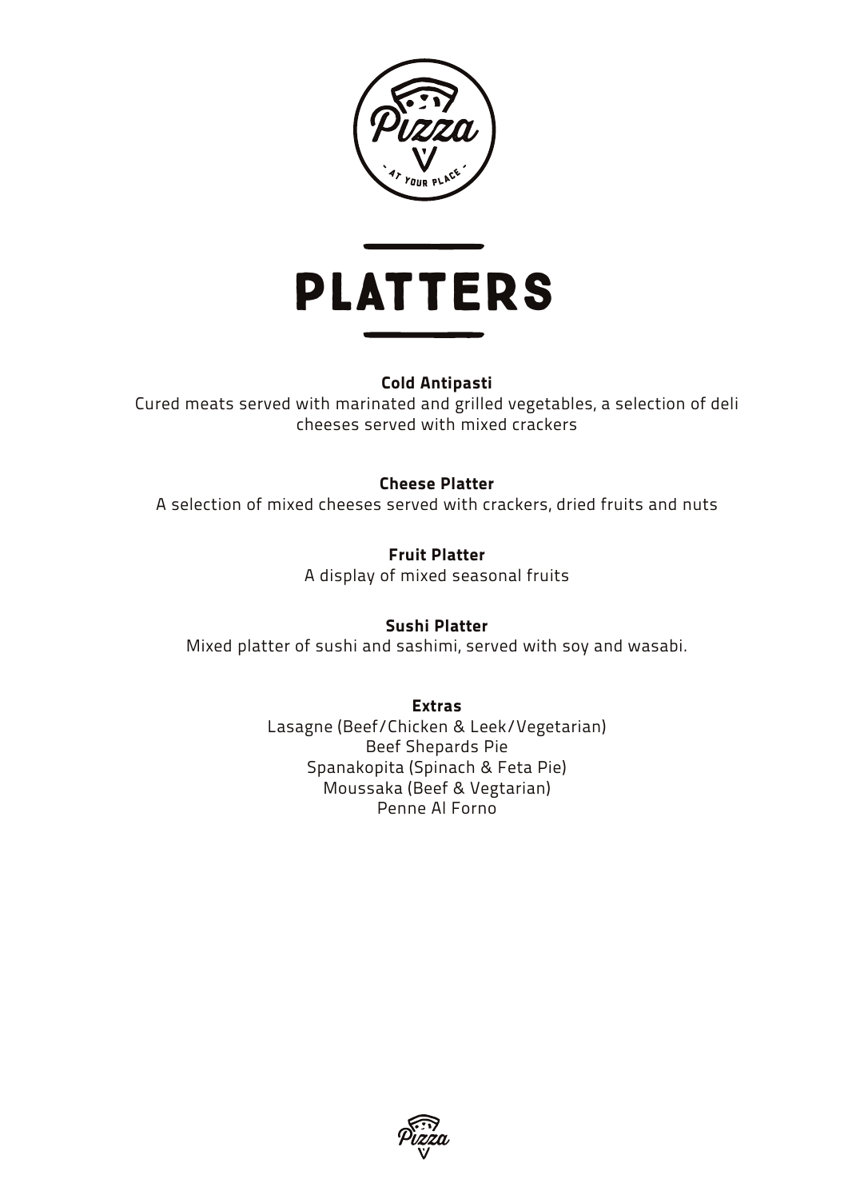# PLATTERS

**Cold Antipasti**

Cured meats served with marinated and grilled vegetables, a selection of deli cheeses served with mixed crackers

**Cheese Platter**

A selection of mixed cheeses served with crackers, dried fruits and nuts

**Fruit Platter**

A display of mixed seasonal fruits

**Sushi Platter**

Mixed platter of sushi and sashimi, served with soy and wasabi.

**Extras**

Lasagne (Beef/Chicken & Leek/Vegetarian)
Beef Shepards Pie
Spanakopita (Spinach & Feta Pie)
Moussaka (Beef & Vegtarian)
Penne Al Forno